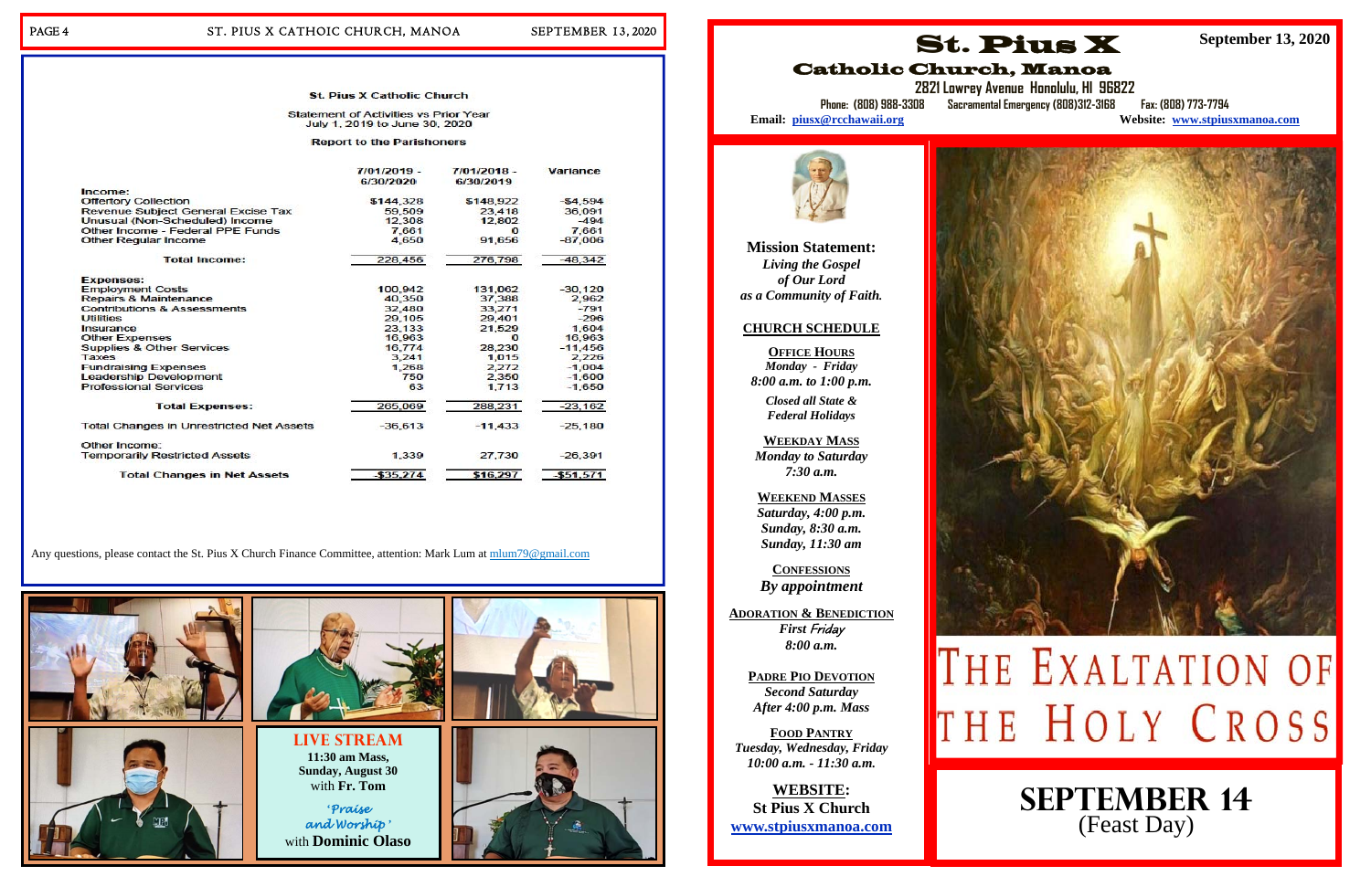## St. Pius X Catholic Church

Statement of Activities vs Prior Year
July 1, 2019 to June 30, 2020

Report to the Parishoners

| | 7/01/2019 - 6/30/2020 | 7/01/2018 - 6/30/2019 | Variance |
|---|---|---|---|
| **Income:** | | | |
| Offertory Collection | $144,328 | $148,922 | -$4,594 |
| Revenue Subject General Excise Tax | 59,509 | 23,418 | 36,091 |
| Unusual (Non-Scheduled) Income | 12,308 | 12,802 | -494 |
| Other Income - Federal PPE Funds | 7,661 | 0 | 7,661 |
| Other Regular Income | 4,650 | 91,656 | -87,006 |
| **Total Income:** | 228,456 | 276,798 | -48,342 |
| **Expenses:** | | | |
| Employment Costs | 100,942 | 131,062 | -30,120 |
| Repairs & Maintenance | 40,350 | 37,388 | 2,962 |
| Contributions & Assessments | 32,480 | 33,271 | -791 |
| Utilities | 29,105 | 29,401 | -296 |
| Insurance | 23,133 | 21,529 | 1,604 |
| Other Expenses | 16,963 | 0 | 16,963 |
| Supplies & Other Services | 16,774 | 28,230 | -11,456 |
| Taxes | 3,241 | 1,015 | 2,226 |
| Fundraising Expenses | 1,268 | 2,272 | -1,004 |
| Leadership Development | 750 | 2,350 | -1,600 |
| Professional Services | 63 | 1,713 | -1,650 |
| **Total Expenses:** | 265,069 | 288,231 | -23,162 |
| Total Changes in Unrestricted Net Assets | -36,613 | -11,433 | -25,180 |
| Other Income: | | | |
| Temporarily Restricted Assets | 1,339 | 27,730 | -26,391 |
| **Total Changes in Net Assets** | -$35,274 | $16,297 | -$51,571 |

Any questions, please contact the St. Pius X Church Finance Committee, attention: Mark Lum at mlum79@gmail.com

**LIVE STREAM**
**11:30 am Mass, Sunday, August 30** with **Fr. Tom**

*'Praise and Worship'* with **Dominic Olaso**

# St. Pius X Catholic Church, Manoa

**September 13, 2020**

2821 Lowrey Avenue Honolulu, HI 96822
Phone: (808) 988-3308 Sacramental Emergency (808)312-3168 Fax: (808) 773-7794
**Email:** piusx@rcchawaii.org **Website:** www.stpiusxmanoa.com

**Mission Statement:**
*Living the Gospel of Our Lord as a Community of Faith.*

**CHURCH SCHEDULE**

**OFFICE HOURS**
*Monday - Friday*
*8:00 a.m. to 1:00 p.m.*
*Closed all State & Federal Holidays*

**WEEKDAY MASS**
*Monday to Saturday*
*7:30 a.m.*

**WEEKEND MASSES**
*Saturday, 4:00 p.m.*
*Sunday, 8:30 a.m.*
*Sunday, 11:30 am*

**CONFESSIONS**
*By appointment*

**ADORATION & BENEDICTION**
*First Friday*
*8:00 a.m.*

**PADRE PIO DEVOTION**
*Second Saturday*
*After 4:00 p.m. Mass*

**FOOD PANTRY**
*Tuesday, Wednesday, Friday*
*10:00 a.m. - 11:30 a.m.*

**WEBSITE:**
**St Pius X Church**
**www.stpiusxmanoa.com**

# THE EXALTATION OF THE HOLY CROSS

## SEPTEMBER 14
(Feast Day)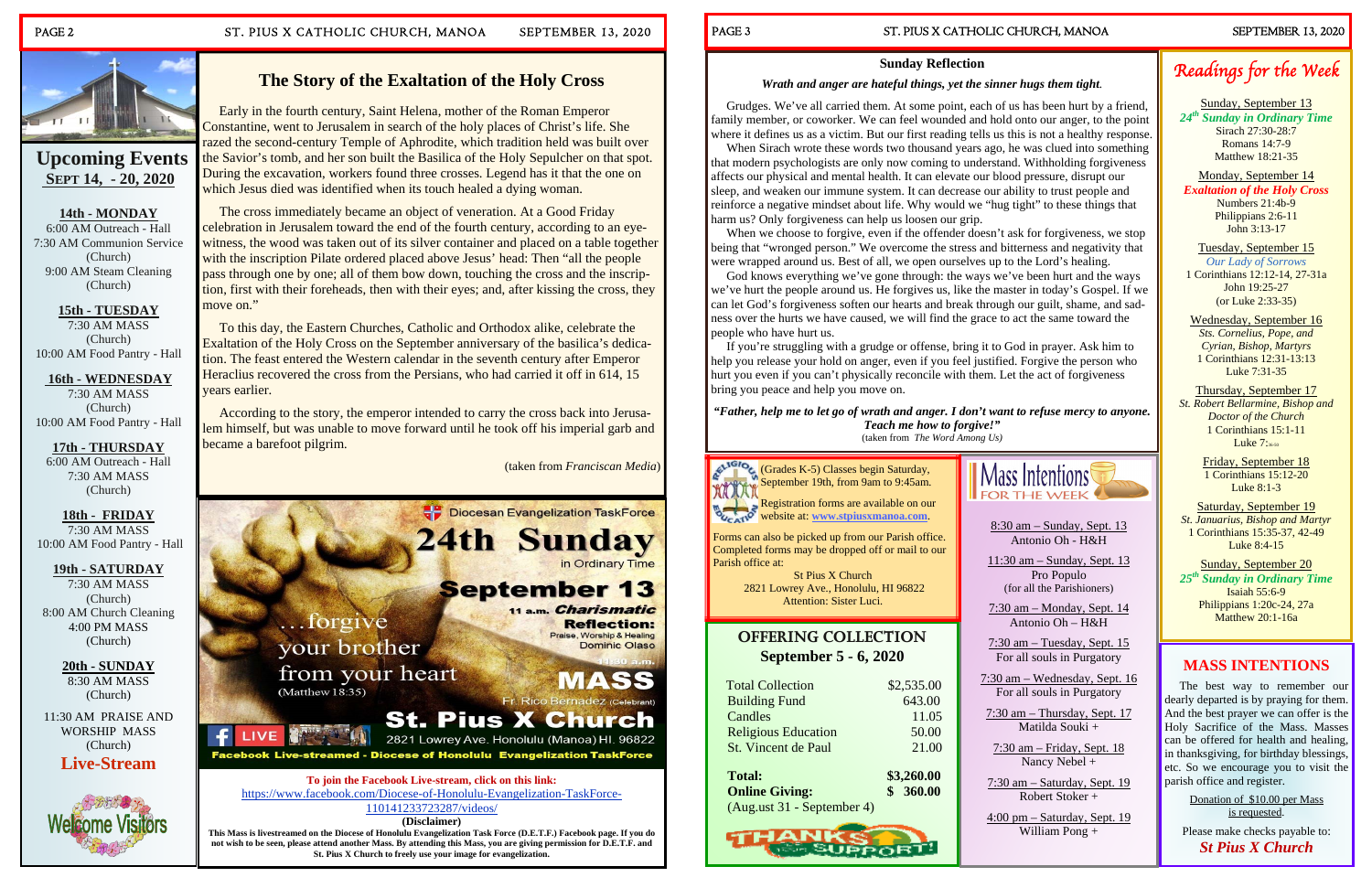## Upcoming Events

**Sept 14, - 20, 2020**

**14th - MONDAY**
6:00 AM Outreach - Hall
7:30 AM Communion Service (Church)
9:00 AM Steam Cleaning (Church)

**15th - TUESDAY**
7:30 AM MASS (Church)
10:00 AM Food Pantry - Hall

**16th - WEDNESDAY**
7:30 AM MASS (Church)
10:00 AM Food Pantry - Hall

**17th - THURSDAY**
6:00 AM Outreach - Hall
7:30 AM MASS (Church)

**18th - FRIDAY**
7:30 AM MASS
10:00 AM Food Pantry - Hall

**19th - SATURDAY**
7:30 AM MASS (Church)
8:00 AM Church Cleaning
4:00 PM MASS (Church)

**20th - SUNDAY**
8:30 AM MASS (Church)

11:30 AM PRAISE AND WORSHIP MASS (Church)

**Live-Stream**

Welcome Visitors

## The Story of the Exaltation of the Holy Cross

Early in the fourth century, Saint Helena, mother of the Roman Emperor Constantine, went to Jerusalem in search of the holy places of Christ's life. She razed the second-century Temple of Aphrodite, which tradition held was built over the Savior's tomb, and her son built the Basilica of the Holy Sepulcher on that spot. During the excavation, workers found three crosses. Legend has it that the one on which Jesus died was identified when its touch healed a dying woman.

The cross immediately became an object of veneration. At a Good Friday celebration in Jerusalem toward the end of the fourth century, according to an eye-witness, the wood was taken out of its silver container and placed on a table together with the inscription Pilate ordered placed above Jesus' head: Then "all the people pass through one by one; all of them bow down, touching the cross and the inscription, first with their foreheads, then with their eyes; and, after kissing the cross, they move on."

To this day, the Eastern Churches, Catholic and Orthodox alike, celebrate the Exaltation of the Holy Cross on the September anniversary of the basilica's dedication. The feast entered the Western calendar in the seventh century after Emperor Heraclius recovered the cross from the Persians, who had carried it off in 614, 15 years earlier.

According to the story, the emperor intended to carry the cross back into Jerusalem himself, but was unable to move forward until he took off his imperial garb and became a barefoot pilgrim.

(taken from *Franciscan Media*)

Diocesan Evangelization TaskForce

**24th Sunday** in Ordinary Time

**September 13**

...forgive your brother from your heart (Matthew 18:35)

11 a.m. *Charismatic* **Reflection:** Praise, Worship & Healing — Dominic Olaso

11:30 a.m. **MASS** — Fr. Rico Bernadez (Celebrant)

LIVE

**St. Pius X Church** — 2821 Lowrey Ave. Honolulu (Manoa) HI. 96822

Facebook Live-streamed - Diocese of Honolulu Evangelization TaskForce

**To join the Facebook Live-stream, click on this link:**
https://www.facebook.com/Diocese-of-Honolulu-Evangelization-TaskForce-110141233723287/videos/

**(Disclaimer)**

**This Mass is livestreamed on the Diocese of Honolulu Evangelization Task Force (D.E.T.F.) Facebook page. If you do not wish to be seen, please attend another Mass. By attending this Mass, you are giving permission for D.E.T.F. and St. Pius X Church to freely use your image for evangelization.**

## Sunday Reflection

***Wrath and anger are hateful things, yet the sinner hugs them tight.***

Grudges. We've all carried them. At some point, each of us has been hurt by a friend, family member, or coworker. We can feel wounded and hold onto our anger, to the point where it defines us as a victim. But our first reading tells us this is not a healthy response.

When Sirach wrote these words two thousand years ago, he was clued into something that modern psychologists are only now coming to understand. Withholding forgiveness affects our physical and mental health. It can elevate our blood pressure, disrupt our sleep, and weaken our immune system. It can decrease our ability to trust people and reinforce a negative mindset about life. Why would we "hug tight" to these things that harm us? Only forgiveness can help us loosen our grip.

When we choose to forgive, even if the offender doesn't ask for forgiveness, we stop being that "wronged person." We overcome the stress and bitterness and negativity that were wrapped around us. Best of all, we open ourselves up to the Lord's healing.

God knows everything we've gone through: the ways we've been hurt and the ways we've hurt the people around us. He forgives us, like the master in today's Gospel. If we can let God's forgiveness soften our hearts and break through our guilt, shame, and sadness over the hurts we have caused, we will find the grace to act the same toward the people who have hurt us.

If you're struggling with a grudge or offense, bring it to God in prayer. Ask him to help you release your hold on anger, even if you feel justified. Forgive the person who hurt you even if you can't physically reconcile with them. Let the act of forgiveness bring you peace and help you move on.

***"Father, help me to let go of wrath and anger. I don't want to refuse mercy to anyone. Teach me how to forgive!"***
(taken from *The Word Among Us*)

(Grades K-5) Classes begin Saturday, September 19th, from 9am to 9:45am.

Registration forms are available on our website at: www.stpiusxmanoa.com.

Forms can also be picked up from our Parish office. Completed forms may be dropped off or mail to our Parish office at:

St Pius X Church
2821 Lowrey Ave., Honolulu, HI 96822
Attention: Sister Luci.

## OFFERING COLLECTION

**September 5 - 6, 2020**

| | |
|---|---|
| Total Collection | $2,535.00 |
| Building Fund | 643.00 |
| Candles | 11.05 |
| Religious Education | 50.00 |
| St. Vincent de Paul | 21.00 |
| **Total:** | **$3,260.00** |
| **Online Giving:** (Aug.ust 31 - September 4) | **$ 360.00** |

THANKS FOR YOUR SUPPORT!

## Mass Intentions FOR THE WEEK

8:30 am – Sunday, Sept. 13
Antonio Oh - H&H

11:30 am – Sunday, Sept. 13
Pro Populo
(for all the Parishioners)

7:30 am – Monday, Sept. 14
Antonio Oh – H&H

7:30 am – Tuesday, Sept. 15
For all souls in Purgatory

7:30 am – Wednesday, Sept. 16
For all souls in Purgatory

7:30 am – Thursday, Sept. 17
Matilda Souki +

7:30 am – Friday, Sept. 18
Nancy Nebel +

7:30 am – Saturday, Sept. 19
Robert Stoker +

4:00 pm – Saturday, Sept. 19
William Pong +

## Readings for the Week

Sunday, September 13
***24th Sunday in Ordinary Time***
Sirach 27:30-28:7
Romans 14:7-9
Matthew 18:21-35

Monday, September 14
***Exaltation of the Holy Cross***
Numbers 21:4b-9
Philippians 2:6-11
John 3:13-17

Tuesday, September 15
*Our Lady of Sorrows*
1 Corinthians 12:12-14, 27-31a
John 19:25-27
(or Luke 2:33-35)

Wednesday, September 16
*Sts. Cornelius, Pope, and Cyrian, Bishop, Martyrs*
1 Corinthians 12:31-13:13
Luke 7:31-35

Thursday, September 17
*St. Robert Bellarmine, Bishop and Doctor of the Church*
1 Corinthians 15:1-11
Luke 7:36-50

Friday, September 18
1 Corinthians 15:12-20
Luke 8:1-3

Saturday, September 19
*St. Januarius, Bishop and Martyr*
1 Corinthians 15:35-37, 42-49
Luke 8:4-15

Sunday, September 20
***25th Sunday in Ordinary Time***
Isaiah 55:6-9
Philippians 1:20c-24, 27a
Matthew 20:1-16a

## MASS INTENTIONS

The best way to remember our dearly departed is by praying for them. And the best prayer we can offer is the Holy Sacrifice of the Mass. Masses can be offered for health and healing, in thanksgiving, for birthday blessings, etc. So we encourage you to visit the parish office and register.

Donation of $10.00 per Mass is requested.

Please make checks payable to:
***St Pius X Church***